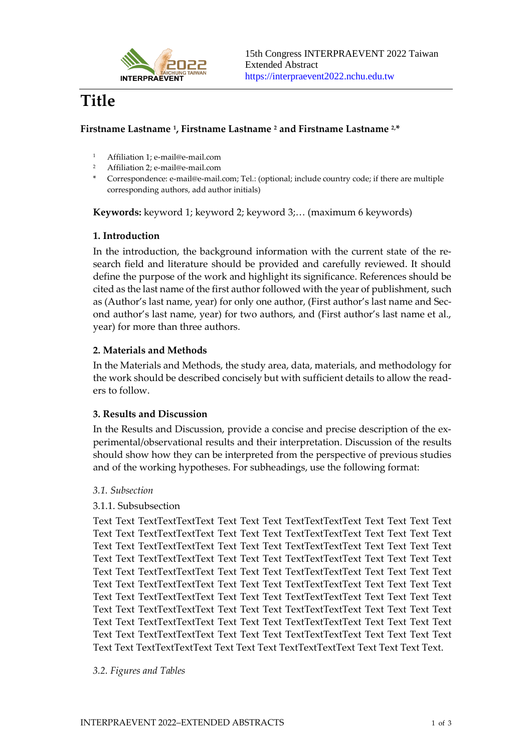15th Congress INTERPRAEVENT 2022 Taiwan
Extended Abstract
https://interpraevent2022.nchu.edu.tw

# Title

**Firstname Lastname [1], Firstname Lastname [2] and Firstname Lastname [2,*]**

[1] Affiliation 1; e-mail@e-mail.com
[2] Affiliation 2; e-mail@e-mail.com
* Correspondence: e-mail@e-mail.com; Tel.: (optional; include country code; if there are multiple corresponding authors, add author initials)

**Keywords:** keyword 1; keyword 2; keyword 3;… (maximum 6 keywords)

## 1. Introduction

In the introduction, the background information with the current state of the research field and literature should be provided and carefully reviewed. It should define the purpose of the work and highlight its significance. References should be cited as the last name of the first author followed with the year of publishment, such as (Author's last name, year) for only one author, (First author's last name and Second author's last name, year) for two authors, and (First author's last name et al., year) for more than three authors.

## 2. Materials and Methods

In the Materials and Methods, the study area, data, materials, and methodology for the work should be described concisely but with sufficient details to allow the readers to follow.

## 3. Results and Discussion

In the Results and Discussion, provide a concise and precise description of the experimental/observational results and their interpretation. Discussion of the results should show how they can be interpreted from the perspective of previous studies and of the working hypotheses. For subheadings, use the following format:

### *3.1. Subsection*

#### 3.1.1. Subsubsection

Text Text TextTextTextText Text Text Text TextTextTextText Text Text Text Text Text Text TextTextTextText Text Text Text TextTextTextText Text Text Text Text Text Text TextTextTextText Text Text Text TextTextTextText Text Text Text Text Text Text TextTextTextText Text Text Text TextTextTextText Text Text Text Text Text Text TextTextTextText Text Text Text TextTextTextText Text Text Text Text Text Text TextTextTextText Text Text Text TextTextTextText Text Text Text Text Text Text TextTextTextText Text Text Text TextTextTextText Text Text Text Text Text Text TextTextTextText Text Text Text TextTextTextText Text Text Text Text Text Text TextTextTextText Text Text Text TextTextTextText Text Text Text Text Text Text TextTextTextText Text Text Text TextTextTextText Text Text Text Text Text Text TextTextTextText Text Text Text TextTextTextText Text Text Text Text.

### *3.2. Figures and Tables*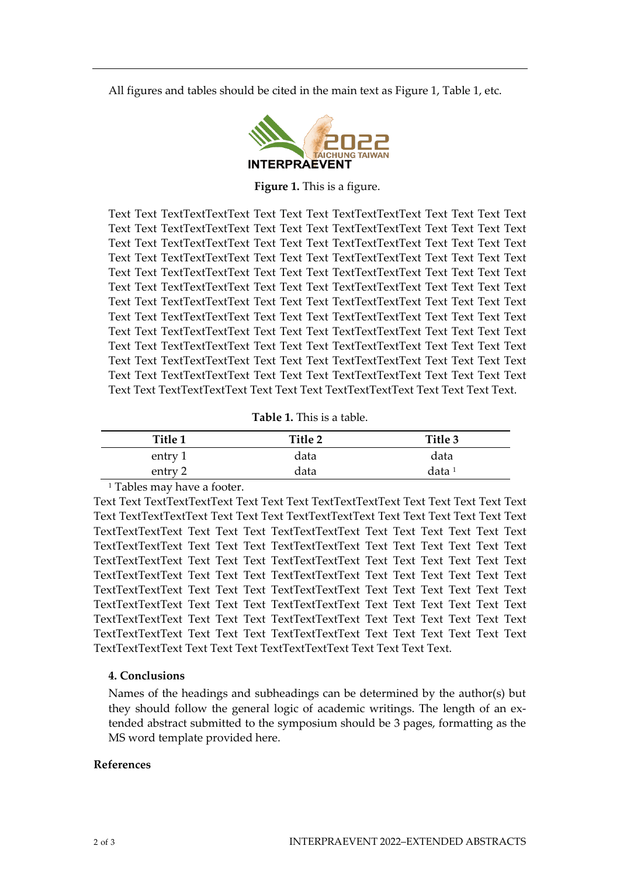All figures and tables should be cited in the main text as Figure 1, Table 1, etc.

**Figure 1.** This is a figure.

Text Text TextTextTextText Text Text Text TextTextTextText Text Text Text Text Text Text TextTextTextText Text Text Text TextTextTextText Text Text Text Text Text Text TextTextTextText Text Text Text TextTextTextText Text Text Text Text Text Text TextTextTextText Text Text Text TextTextTextText Text Text Text Text Text Text TextTextTextText Text Text Text TextTextTextText Text Text Text Text Text Text TextTextTextText Text Text Text TextTextTextText Text Text Text Text Text Text TextTextTextText Text Text Text TextTextTextText Text Text Text Text Text Text TextTextTextText Text Text Text TextTextTextText Text Text Text Text Text Text TextTextTextText Text Text Text TextTextTextText Text Text Text Text Text Text TextTextTextText Text Text Text TextTextTextText Text Text Text Text Text Text TextTextTextText Text Text Text TextTextTextText Text Text Text Text Text Text TextTextTextText Text Text Text TextTextTextText Text Text Text Text Text Text TextTextTextText Text Text Text TextTextTextText Text Text Text Text.

**Table 1.** This is a table.

| Title 1 | Title 2 | Title 3 |
|---|---|---|
| entry 1 | data | data |
| entry 2 | data | data [1] |

[1] Tables may have a footer.

Text Text TextTextTextText Text Text Text TextTextTextText Text Text Text Text Text Text TextTextTextText Text Text Text TextTextTextText Text Text Text Text Text Text TextTextTextText Text Text Text TextTextTextText Text Text Text Text Text Text TextTextTextText Text Text Text TextTextTextText Text Text Text Text Text Text TextTextTextText Text Text Text TextTextTextText Text Text Text Text Text Text TextTextTextText Text Text Text TextTextTextText Text Text Text Text Text Text TextTextTextText Text Text Text TextTextTextText Text Text Text Text Text Text TextTextTextText Text Text Text TextTextTextText Text Text Text Text Text Text TextTextTextText Text Text Text TextTextTextText Text Text Text Text Text Text TextTextTextText Text Text Text TextTextTextText Text Text Text Text Text Text TextTextTextText Text Text Text TextTextTextText Text Text Text Text.

#### 4. Conclusions

Names of the headings and subheadings can be determined by the author(s) but they should follow the general logic of academic writings. The length of an extended abstract submitted to the symposium should be 3 pages, formatting as the MS word template provided here.

#### References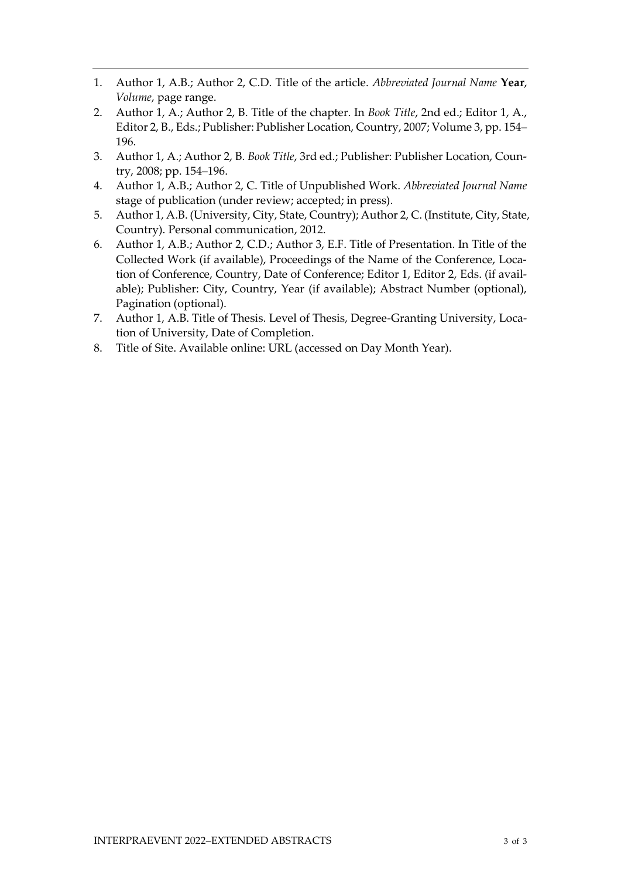1. Author 1, A.B.; Author 2, C.D. Title of the article. *Abbreviated Journal Name* **Year**, *Volume*, page range.
2. Author 1, A.; Author 2, B. Title of the chapter. In *Book Title*, 2nd ed.; Editor 1, A., Editor 2, B., Eds.; Publisher: Publisher Location, Country, 2007; Volume 3, pp. 154–196.
3. Author 1, A.; Author 2, B. *Book Title*, 3rd ed.; Publisher: Publisher Location, Country, 2008; pp. 154–196.
4. Author 1, A.B.; Author 2, C. Title of Unpublished Work. *Abbreviated Journal Name* stage of publication (under review; accepted; in press).
5. Author 1, A.B. (University, City, State, Country); Author 2, C. (Institute, City, State, Country). Personal communication, 2012.
6. Author 1, A.B.; Author 2, C.D.; Author 3, E.F. Title of Presentation. In Title of the Collected Work (if available), Proceedings of the Name of the Conference, Location of Conference, Country, Date of Conference; Editor 1, Editor 2, Eds. (if available); Publisher: City, Country, Year (if available); Abstract Number (optional), Pagination (optional).
7. Author 1, A.B. Title of Thesis. Level of Thesis, Degree-Granting University, Location of University, Date of Completion.
8. Title of Site. Available online: URL (accessed on Day Month Year).